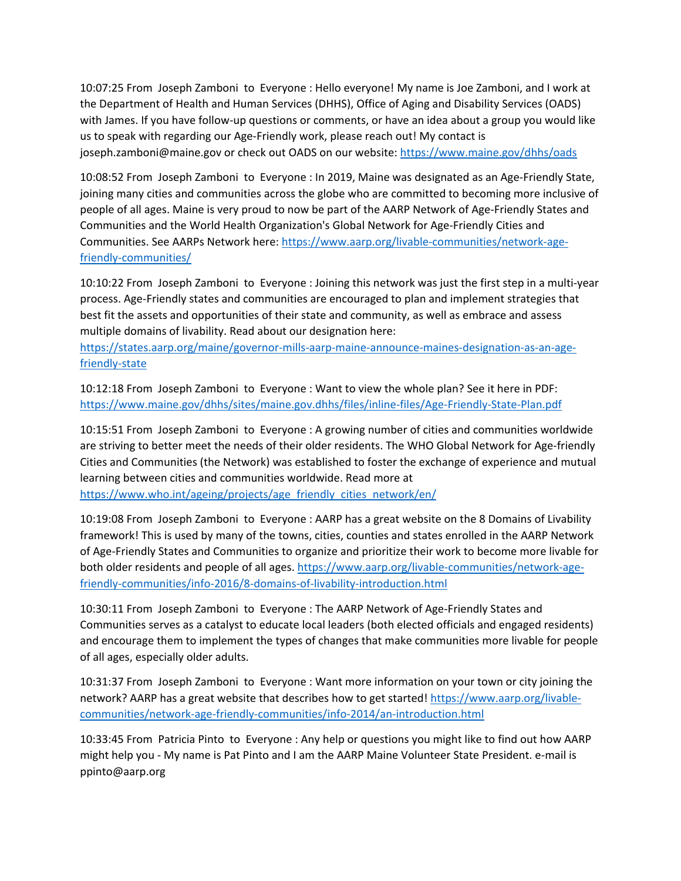10:07:25 From Joseph Zamboni to Everyone : Hello everyone! My name is Joe Zamboni, and I work at the Department of Health and Human Services (DHHS), Office of Aging and Disability Services (OADS) with James. If you have follow-up questions or comments, or have an idea about a group you would like us to speak with regarding our Age-Friendly work, please reach out! My contact is joseph.zamboni@maine.gov or check out OADS on our website: https://www.maine.gov/dhhs/oads

10:08:52 From Joseph Zamboni to Everyone : In 2019, Maine was designated as an Age-Friendly State, joining many cities and communities across the globe who are committed to becoming more inclusive of people of all ages. Maine is very proud to now be part of the AARP Network of Age-Friendly States and Communities and the World Health Organization's Global Network for Age-Friendly Cities and Communities. See AARPs Network here: https://www.aarp.org/livable-communities/network-age-friendly-communities/

10:10:22 From Joseph Zamboni to Everyone : Joining this network was just the first step in a multi-year process. Age-Friendly states and communities are encouraged to plan and implement strategies that best fit the assets and opportunities of their state and community, as well as embrace and assess multiple domains of livability. Read about our designation here: https://states.aarp.org/maine/governor-mills-aarp-maine-announce-maines-designation-as-an-age-friendly-state

10:12:18 From Joseph Zamboni to Everyone : Want to view the whole plan? See it here in PDF: https://www.maine.gov/dhhs/sites/maine.gov.dhhs/files/inline-files/Age-Friendly-State-Plan.pdf

10:15:51 From Joseph Zamboni to Everyone : A growing number of cities and communities worldwide are striving to better meet the needs of their older residents. The WHO Global Network for Age-friendly Cities and Communities (the Network) was established to foster the exchange of experience and mutual learning between cities and communities worldwide. Read more at https://www.who.int/ageing/projects/age_friendly_cities_network/en/

10:19:08 From Joseph Zamboni to Everyone : AARP has a great website on the 8 Domains of Livability framework! This is used by many of the towns, cities, counties and states enrolled in the AARP Network of Age-Friendly States and Communities to organize and prioritize their work to become more livable for both older residents and people of all ages. https://www.aarp.org/livable-communities/network-age-friendly-communities/info-2016/8-domains-of-livability-introduction.html

10:30:11 From Joseph Zamboni to Everyone : The AARP Network of Age-Friendly States and Communities serves as a catalyst to educate local leaders (both elected officials and engaged residents) and encourage them to implement the types of changes that make communities more livable for people of all ages, especially older adults.

10:31:37 From Joseph Zamboni to Everyone : Want more information on your town or city joining the network? AARP has a great website that describes how to get started! https://www.aarp.org/livable-communities/network-age-friendly-communities/info-2014/an-introduction.html

10:33:45 From Patricia Pinto to Everyone : Any help or questions you might like to find out how AARP might help you - My name is Pat Pinto and I am the AARP Maine Volunteer State President. e-mail is ppinto@aarp.org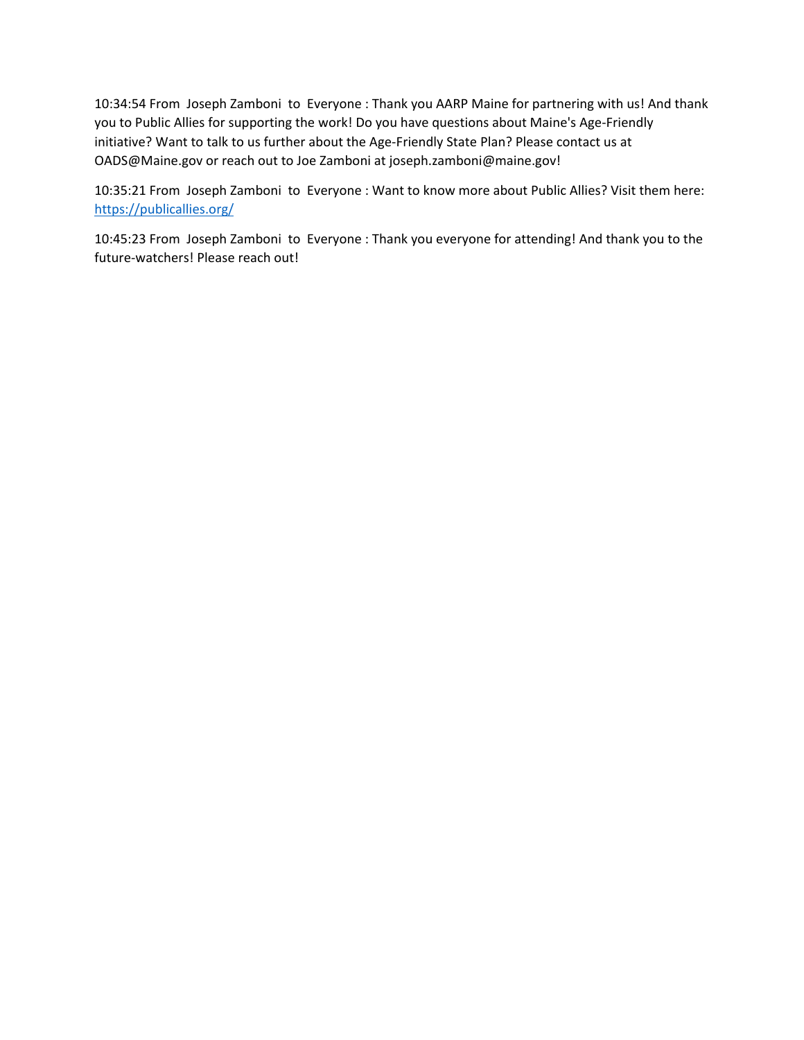10:34:54 From Joseph Zamboni to Everyone : Thank you AARP Maine for partnering with us! And thank you to Public Allies for supporting the work! Do you have questions about Maine's Age-Friendly initiative? Want to talk to us further about the Age-Friendly State Plan? Please contact us at OADS@Maine.gov or reach out to Joe Zamboni at joseph.zamboni@maine.gov!

10:35:21 From Joseph Zamboni to Everyone : Want to know more about Public Allies? Visit them here: https://publicallies.org/

10:45:23 From Joseph Zamboni to Everyone : Thank you everyone for attending! And thank you to the future-watchers! Please reach out!